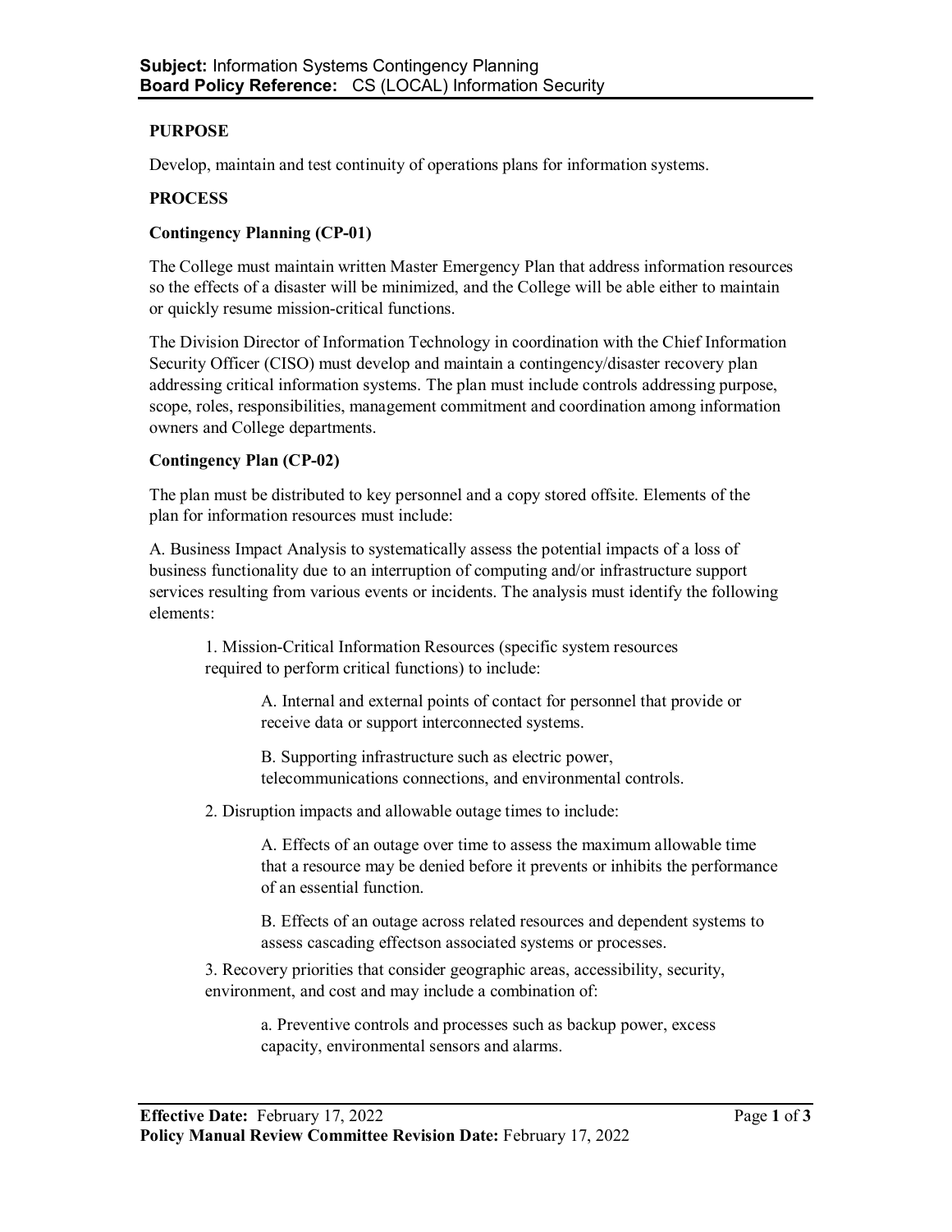**Subject:** Information Systems Contingency Planning
**Board Policy Reference:** CS (LOCAL) Information Security

## PURPOSE

Develop, maintain and test continuity of operations plans for information systems.

## PROCESS

### Contingency Planning (CP-01)

The College must maintain written Master Emergency Plan that address information resources so the effects of a disaster will be minimized, and the College will be able either to maintain or quickly resume mission-critical functions.

The Division Director of Information Technology in coordination with the Chief Information Security Officer (CISO) must develop and maintain a contingency/disaster recovery plan addressing critical information systems. The plan must include controls addressing purpose, scope, roles, responsibilities, management commitment and coordination among information owners and College departments.

### Contingency Plan (CP-02)

The plan must be distributed to key personnel and a copy stored offsite. Elements of the plan for information resources must include:

A. Business Impact Analysis to systematically assess the potential impacts of a loss of business functionality due to an interruption of computing and/or infrastructure support services resulting from various events or incidents. The analysis must identify the following elements:

> 1. Mission-Critical Information Resources (specific system resources required to perform critical functions) to include:
>
> > A. Internal and external points of contact for personnel that provide or receive data or support interconnected systems.
> >
> > B. Supporting infrastructure such as electric power, telecommunications connections, and environmental controls.
>
> 2. Disruption impacts and allowable outage times to include:
>
> > A. Effects of an outage over time to assess the maximum allowable time that a resource may be denied before it prevents or inhibits the performance of an essential function.
> >
> > B. Effects of an outage across related resources and dependent systems to assess cascading effectson associated systems or processes.
>
> 3. Recovery priorities that consider geographic areas, accessibility, security, environment, and cost and may include a combination of:
>
> > a. Preventive controls and processes such as backup power, excess capacity, environmental sensors and alarms.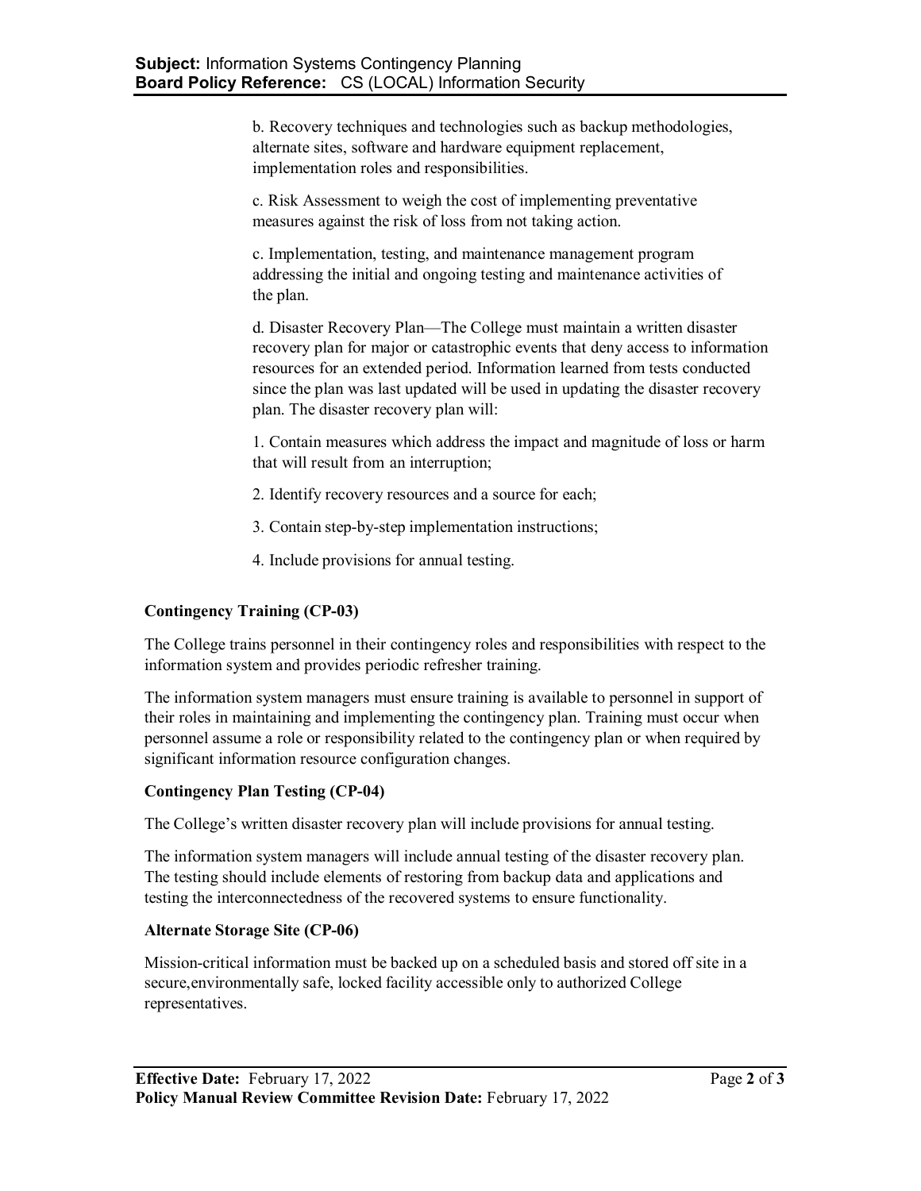b. Recovery techniques and technologies such as backup methodologies, alternate sites, software and hardware equipment replacement, implementation roles and responsibilities.

c. Risk Assessment to weigh the cost of implementing preventative measures against the risk of loss from not taking action.

c. Implementation, testing, and maintenance management program addressing the initial and ongoing testing and maintenance activities of the plan.

d. Disaster Recovery Plan—The College must maintain a written disaster recovery plan for major or catastrophic events that deny access to information resources for an extended period. Information learned from tests conducted since the plan was last updated will be used in updating the disaster recovery plan. The disaster recovery plan will:

1. Contain measures which address the impact and magnitude of loss or harm that will result from an interruption;

2. Identify recovery resources and a source for each;

3. Contain step-by-step implementation instructions;

4. Include provisions for annual testing.

**Contingency Training (CP-03)**

The College trains personnel in their contingency roles and responsibilities with respect to the information system and provides periodic refresher training.

The information system managers must ensure training is available to personnel in support of their roles in maintaining and implementing the contingency plan. Training must occur when personnel assume a role or responsibility related to the contingency plan or when required by significant information resource configuration changes.

**Contingency Plan Testing (CP-04)**

The College's written disaster recovery plan will include provisions for annual testing.

The information system managers will include annual testing of the disaster recovery plan. The testing should include elements of restoring from backup data and applications and testing the interconnectedness of the recovered systems to ensure functionality.

**Alternate Storage Site (CP-06)**

Mission-critical information must be backed up on a scheduled basis and stored off site in a secure,environmentally safe, locked facility accessible only to authorized College representatives.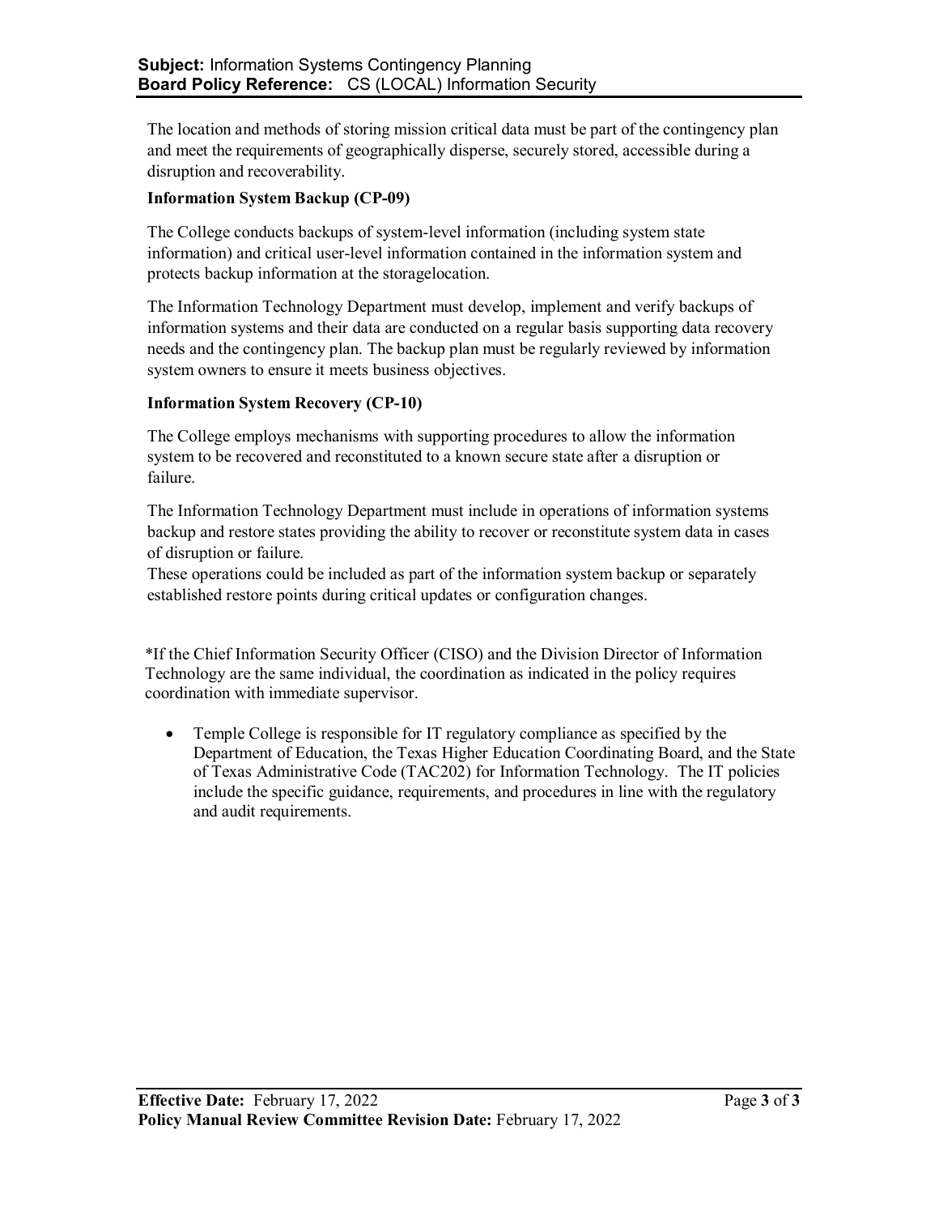The location and methods of storing mission critical data must be part of the contingency plan and meet the requirements of geographically disperse, securely stored, accessible during a disruption and recoverability.

**Information System Backup (CP-09)**

The College conducts backups of system-level information (including system state information) and critical user-level information contained in the information system and protects backup information at the storagelocation.

The Information Technology Department must develop, implement and verify backups of information systems and their data are conducted on a regular basis supporting data recovery needs and the contingency plan. The backup plan must be regularly reviewed by information system owners to ensure it meets business objectives.

**Information System Recovery (CP-10)**

The College employs mechanisms with supporting procedures to allow the information system to be recovered and reconstituted to a known secure state after a disruption or failure.

The Information Technology Department must include in operations of information systems backup and restore states providing the ability to recover or reconstitute system data in cases of disruption or failure.
These operations could be included as part of the information system backup or separately established restore points during critical updates or configuration changes.

*If the Chief Information Security Officer (CISO) and the Division Director of Information Technology are the same individual, the coordination as indicated in the policy requires coordination with immediate supervisor.

- Temple College is responsible for IT regulatory compliance as specified by the Department of Education, the Texas Higher Education Coordinating Board, and the State of Texas Administrative Code (TAC202) for Information Technology. The IT policies include the specific guidance, requirements, and procedures in line with the regulatory and audit requirements.